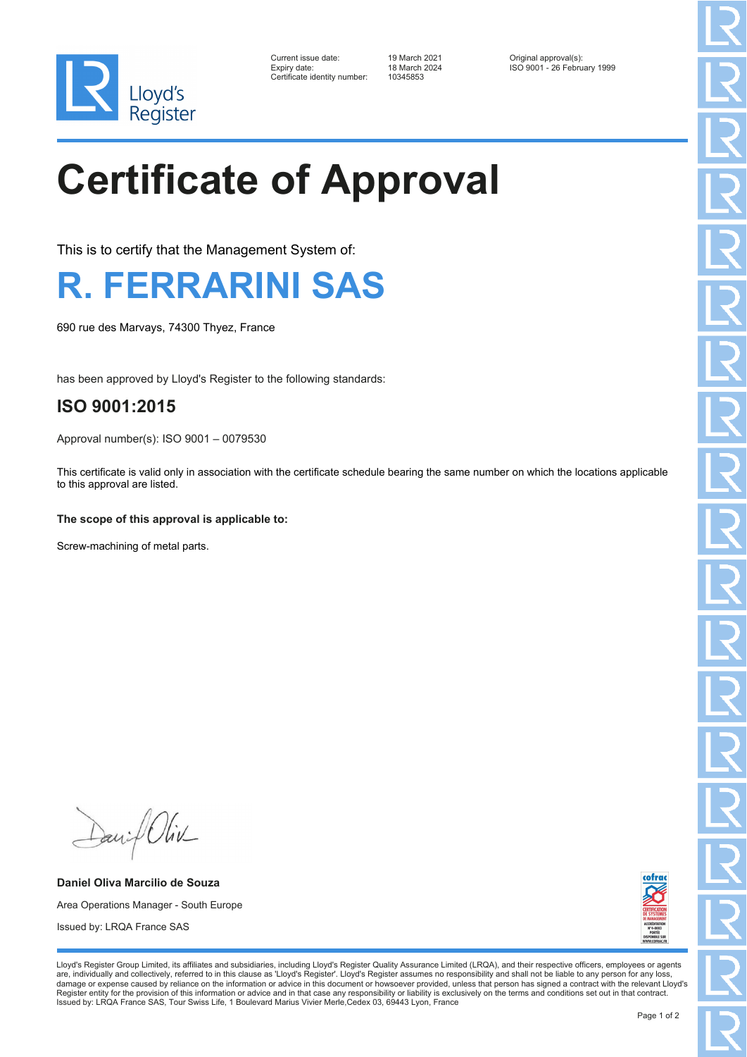Lloyd's Register

| | | |
|---|---|---|
| Current issue date: | 19 March 2021 | Original approval(s): |
| Expiry date: | 18 March 2024 | ISO 9001 - 26 February 1999 |
| Certificate identity number: | 10345853 | |

# Certificate of Approval

This is to certify that the Management System of:

## R. FERRARINI SAS

690 rue des Marvays, 74300 Thyez, France

has been approved by Lloyd's Register to the following standards:

### ISO 9001:2015

Approval number(s): ISO 9001 – 0079530

This certificate is valid only in association with the certificate schedule bearing the same number on which the locations applicable to this approval are listed.

**The scope of this approval is applicable to:**

Screw-machining of metal parts.

**Daniel Oliva Marcilio de Souza**

Area Operations Manager - South Europe

Issued by: LRQA France SAS

Lloyd's Register Group Limited, its affiliates and subsidiaries, including Lloyd's Register Quality Assurance Limited (LRQA), and their respective officers, employees or agents are, individually and collectively, referred to in this clause as 'Lloyd's Register'. Lloyd's Register assumes no responsibility and shall not be liable to any person for any loss, damage or expense caused by reliance on the information or advice in this document or howsoever provided, unless that person has signed a contract with the relevant Lloyd's Register entity for the provision of this information or advice and in that case any responsibility or liability is exclusively on the terms and conditions set out in that contract.
Issued by: LRQA France SAS, Tour Swiss Life, 1 Boulevard Marius Vivier Merle,Cedex 03, 69443 Lyon, France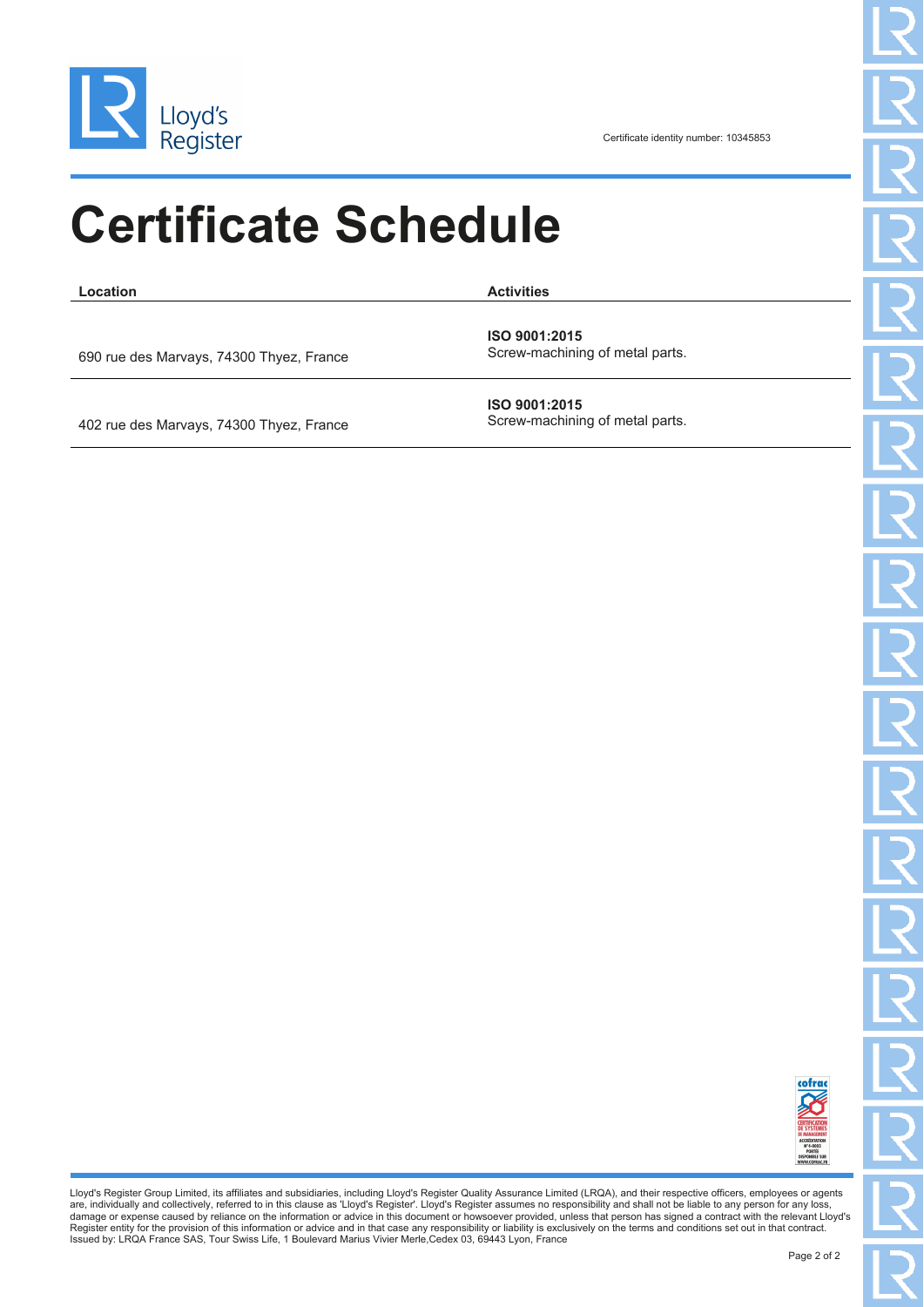Certificate identity number: 10345853

# Certificate Schedule

| Location | Activities |
| --- | --- |
| 690 rue des Marvays, 74300 Thyez, France | **ISO 9001:2015** Screw-machining of metal parts. |
| 402 rue des Marvays, 74300 Thyez, France | **ISO 9001:2015** Screw-machining of metal parts. |

Lloyd's Register Group Limited, its affiliates and subsidiaries, including Lloyd's Register Quality Assurance Limited (LRQA), and their respective officers, employees or agents are, individually and collectively, referred to in this clause as 'Lloyd's Register'. Lloyd's Register assumes no responsibility and shall not be liable to any person for any loss, damage or expense caused by reliance on the information or advice in this document or howsoever provided, unless that person has signed a contract with the relevant Lloyd's Register entity for the provision of this information or advice and in that case any responsibility or liability is exclusively on the terms and conditions set out in that contract.
Issued by: LRQA France SAS, Tour Swiss Life, 1 Boulevard Marius Vivier Merle,Cedex 03, 69443 Lyon, France